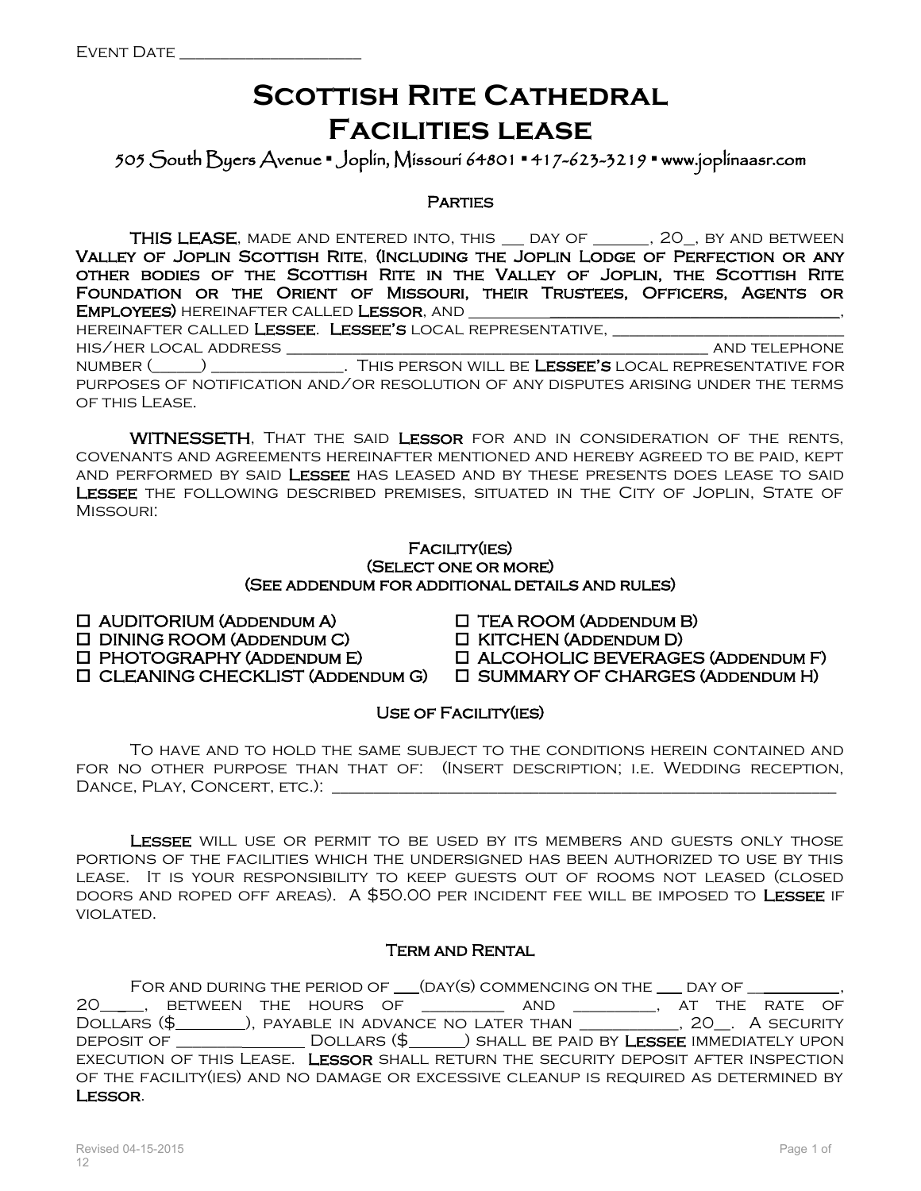Event Date ____________________

# Scottish Rite Cathedral
# Facilities lease

505 South Byers Avenue ▪ Joplin, Missouri 64801 ▪ 417-623-3219 ▪ www.joplinaasr.com

## Parties

**THIS LEASE**, made and entered into, this ___ day of ______, 20_, by and between **Valley of Joplin Scottish Rite, (Including the Joplin Lodge of Perfection or any other bodies of the Scottish Rite in the Valley of Joplin, the Scottish Rite Foundation or the Orient of Missouri, their Trustees, Officers, Agents or Employees)** hereinafter called **Lessor**, and ______________________________________, hereinafter called **Lessee**. **Lessee's** local representative, ____________________________ his/her local address _________________________________________________ and telephone number (_____) _______________. This person will be **Lessee's** local representative for purposes of notification and/or resolution of any disputes arising under the terms of this Lease.

**WITNESSETH**, That the said **Lessor** for and in consideration of the rents, covenants and agreements hereinafter mentioned and hereby agreed to be paid, kept and performed by said **Lessee** has leased and by these presents does lease to said **Lessee** the following described premises, situated in the City of Joplin, State of Missouri:

## Facility(ies)
### (Select one or more)
### (See addendum for additional details and rules)

- ☐ AUDITORIUM (Addendum A)
- ☐ TEA ROOM (Addendum B)
- ☐ DINING ROOM (Addendum C)
- ☐ KITCHEN (Addendum D)
- ☐ PHOTOGRAPHY (Addendum E)
- ☐ ALCOHOLIC BEVERAGES (Addendum F)
- ☐ CLEANING CHECKLIST (Addendum G)
- ☐ SUMMARY OF CHARGES (Addendum H)

## Use of Facility(ies)

To have and to hold the same subject to the conditions herein contained and for no other purpose than that of: (Insert description; i.e. Wedding reception, Dance, Play, Concert, etc.): ____________________________________________________________

**Lessee** will use or permit to be used by its members and guests only those portions of the facilities which the undersigned has been authorized to use by this lease. It is your responsibility to keep guests out of rooms not leased (closed doors and roped off areas). A $50.00 per incident fee will be imposed to **Lessee** if violated.

## Term and Rental

For and during the period of ___(day(s) commencing on the ___ day of __________, 20____, between the hours of _________ and _________, at the rate of Dollars ($_______), payable in advance no later than __________, 20__. A security deposit of ______________ Dollars ($_____) shall be paid by **Lessee** immediately upon execution of this Lease. **Lessor** shall return the security deposit after inspection of the facility(ies) and no damage or excessive cleanup is required as determined by **Lessor**.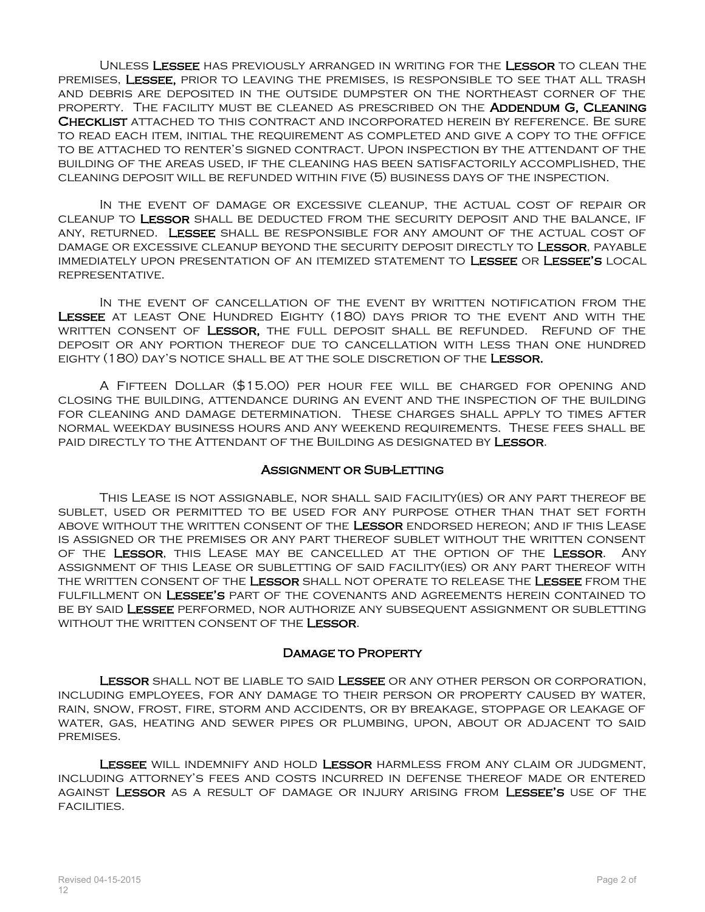Unless **Lessee** has previously arranged in writing for the **Lessor** to clean the premises, **Lessee,** prior to leaving the premises, is responsible to see that all trash and debris are deposited in the outside dumpster on the northeast corner of the property. The facility must be cleaned as prescribed on the **Addendum G, Cleaning Checklist** attached to this contract and incorporated herein by reference. Be sure to read each item, initial the requirement as completed and give a copy to the office to be attached to renter's signed contract. Upon inspection by the attendant of the building of the areas used, if the cleaning has been satisfactorily accomplished, the cleaning deposit will be refunded within five (5) business days of the inspection.

In the event of damage or excessive cleanup, the actual cost of repair or cleanup to **Lessor** shall be deducted from the security deposit and the balance, if any, returned. **Lessee** shall be responsible for any amount of the actual cost of damage or excessive cleanup beyond the security deposit directly to **Lessor**, payable immediately upon presentation of an itemized statement to **Lessee** or **Lessee's** local representative.

In the event of cancellation of the event by written notification from the **Lessee** at least One Hundred Eighty (180) days prior to the event and with the written consent of **Lessor,** the full deposit shall be refunded. Refund of the deposit or any portion thereof due to cancellation with less than one hundred eighty (180) day's notice shall be at the sole discretion of the **Lessor.**

A Fifteen Dollar ($15.00) per hour fee will be charged for opening and closing the building, attendance during an event and the inspection of the building for cleaning and damage determination. These charges shall apply to times after normal weekday business hours and any weekend requirements. These fees shall be paid directly to the Attendant of the Building as designated by **Lessor**.

## Assignment or Sub-Letting

This Lease is not assignable, nor shall said facility(ies) or any part thereof be sublet, used or permitted to be used for any purpose other than that set forth above without the written consent of the **Lessor** endorsed hereon; and if this Lease is assigned or the premises or any part thereof sublet without the written consent of the **Lessor**, this Lease may be cancelled at the option of the **Lessor**. Any assignment of this Lease or subletting of said facility(ies) or any part thereof with the written consent of the **Lessor** shall not operate to release the **Lessee** from the fulfillment on **Lessee's** part of the covenants and agreements herein contained to be by said **Lessee** performed, nor authorize any subsequent assignment or subletting without the written consent of the **Lessor**.

## Damage to Property

**Lessor** shall not be liable to said **Lessee** or any other person or corporation, including employees, for any damage to their person or property caused by water, rain, snow, frost, fire, storm and accidents, or by breakage, stoppage or leakage of water, gas, heating and sewer pipes or plumbing, upon, about or adjacent to said premises.

**Lessee** will indemnify and hold **Lessor** harmless from any claim or judgment, including attorney's fees and costs incurred in defense thereof made or entered against **Lessor** as a result of damage or injury arising from **Lessee's** use of the facilities.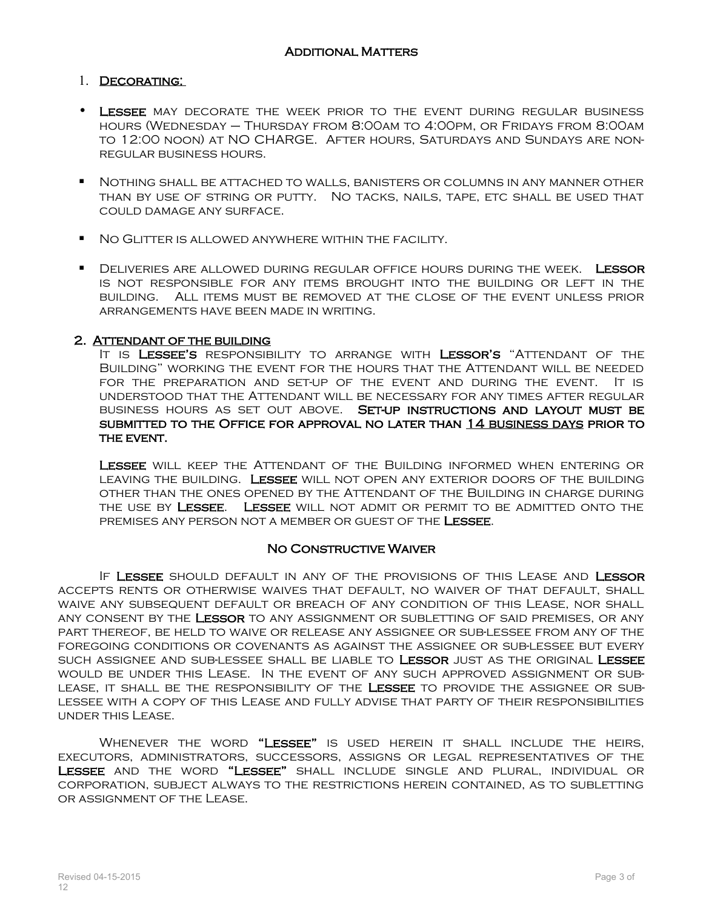## Additional Matters

1. **Decorating:**

- **Lessee** may decorate the week prior to the event during regular business hours (Wednesday – Thursday from 8:00am to 4:00pm, or Fridays from 8:00am to 12:00 noon) at NO CHARGE. After hours, Saturdays and Sundays are non-regular business hours.
- Nothing shall be attached to walls, banisters or columns in any manner other than by use of string or putty. No tacks, nails, tape, etc shall be used that could damage any surface.
- No Glitter is allowed anywhere within the facility.
- Deliveries are allowed during regular office hours during the week. **Lessor** is not responsible for any items brought into the building or left in the building. All items must be removed at the close of the event unless prior arrangements have been made in writing.

2. **Attendant of the building**

It is **Lessee's** responsibility to arrange with **Lessor's** "Attendant of the Building" working the event for the hours that the Attendant will be needed for the preparation and set-up of the event and during the event. It is understood that the Attendant will be necessary for any times after regular business hours as set out above. **Set-up instructions and layout must be submitted to the Office for approval no later than 14 business days prior to the event.**

**Lessee** will keep the Attendant of the Building informed when entering or leaving the building. **Lessee** will not open any exterior doors of the building other than the ones opened by the Attendant of the Building in charge during the use by **Lessee**. **Lessee** will not admit or permit to be admitted onto the premises any person not a member or guest of the **Lessee**.

## No Constructive Waiver

If **Lessee** should default in any of the provisions of this Lease and **Lessor** accepts rents or otherwise waives that default, no waiver of that default, shall waive any subsequent default or breach of any condition of this Lease, nor shall any consent by the **Lessor** to any assignment or subletting of said premises, or any part thereof, be held to waive or release any assignee or sub-lessee from any of the foregoing conditions or covenants as against the assignee or sub-lessee but every such assignee and sub-lessee shall be liable to **Lessor** just as the original **Lessee** would be under this Lease. In the event of any such approved assignment or sub-lease, it shall be the responsibility of the **Lessee** to provide the assignee or sub-lessee with a copy of this Lease and fully advise that party of their responsibilities under this Lease.

Whenever the word **"Lessee"** is used herein it shall include the heirs, executors, administrators, successors, assigns or legal representatives of the **Lessee** and the word **"Lessee"** shall include single and plural, individual or corporation, subject always to the restrictions herein contained, as to subletting or assignment of the Lease.

Revised 04-15-2015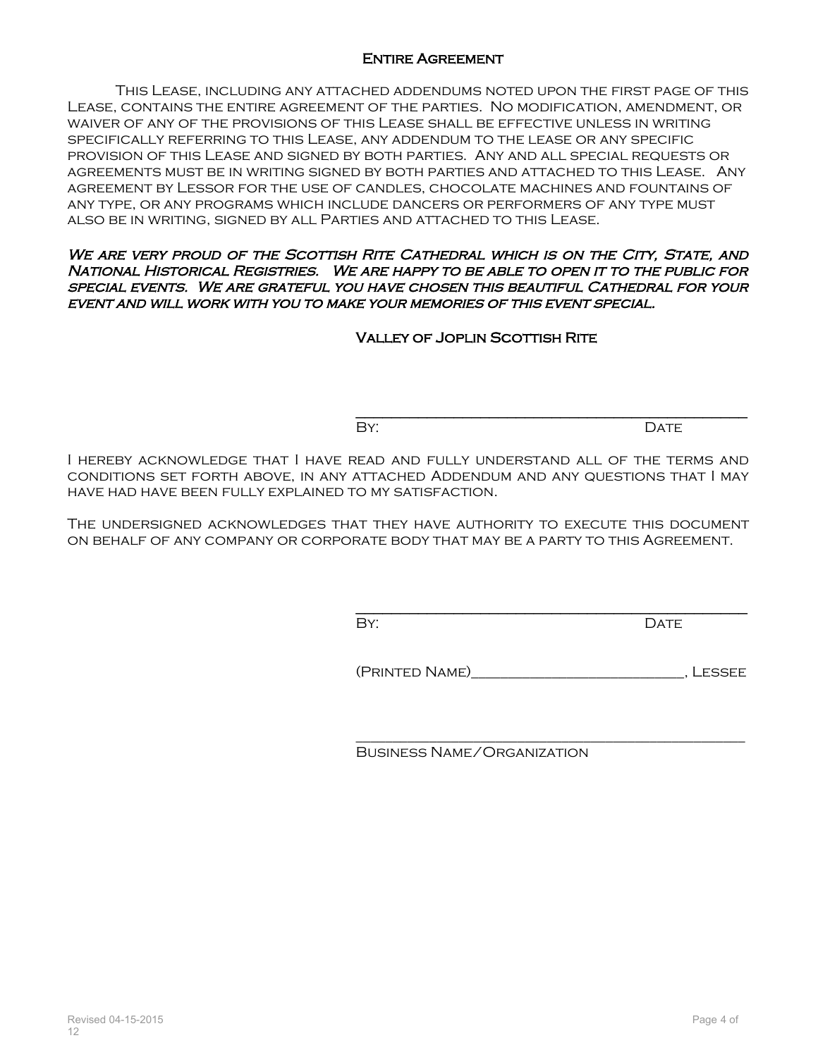## Entire Agreement

This Lease, including any attached addendums noted upon the first page of this Lease, contains the entire agreement of the parties. No modification, amendment, or waiver of any of the provisions of this Lease shall be effective unless in writing specifically referring to this Lease, any addendum to the lease or any specific provision of this Lease and signed by both parties. Any and all special requests or agreements must be in writing signed by both parties and attached to this Lease. Any agreement by Lessor for the use of candles, chocolate machines and fountains of any type, or any programs which include dancers or performers of any type must also be in writing, signed by all Parties and attached to this Lease.

***We are very proud of the Scottish Rite Cathedral which is on the City, State, and National Historical Registries. We are happy to be able to open it to the public for special events. We are grateful you have chosen this beautiful Cathedral for your event and will work with you to make your memories of this event special.***

**Valley of Joplin Scottish Rite**

_______________________________________________

By: Date

I hereby acknowledge that I have read and fully understand all of the terms and conditions set forth above, in any attached Addendum and any questions that I may have had have been fully explained to my satisfaction.

The undersigned acknowledges that they have authority to execute this document on behalf of any company or corporate body that may be a party to this Agreement.

_______________________________________________

By: Date

(Printed Name)___________________________, Lessee

_______________________________________________

Business Name/Organization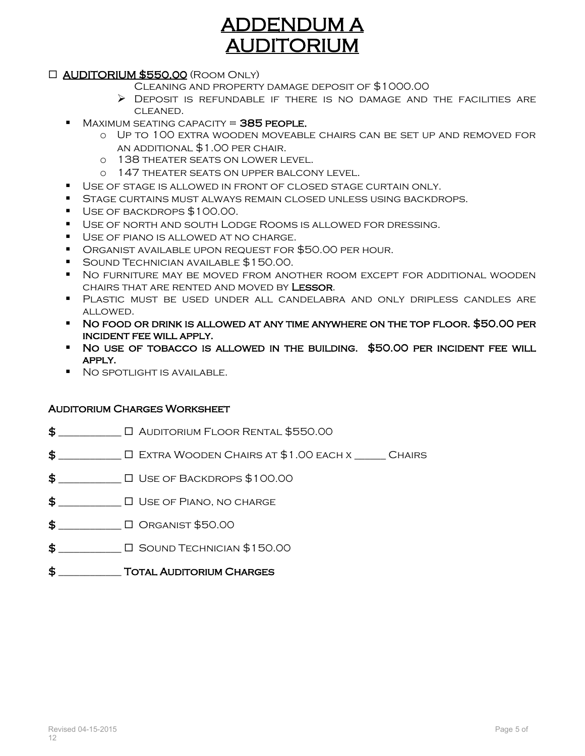# ADDENDUM A
# AUDITORIUM

☐ **AUDITORIUM $550.00** (Room Only)

Cleaning and property damage deposit of $1000.00

- Deposit is refundable if there is no damage and the facilities are cleaned.

- Maximum seating capacity = **385 people.**
  - Up to 100 extra wooden moveable chairs can be set up and removed for an additional $1.00 per chair.
  - 138 theater seats on lower level.
  - 147 theater seats on upper balcony level.
- Use of stage is allowed in front of closed stage curtain only.
- Stage curtains must always remain closed unless using backdrops.
- Use of backdrops $100.00.
- Use of north and south Lodge Rooms is allowed for dressing.
- Use of piano is allowed at no charge.
- Organist available upon request for $50.00 per hour.
- Sound Technician available $150.00.
- No furniture may be moved from another room except for additional wooden chairs that are rented and moved by **Lessor**.
- Plastic must be used under all candelabra and only dripless candles are allowed.
- **No food or drink is allowed at any time anywhere on the top floor. $50.00 per incident fee will apply.**
- **No use of tobacco is allowed in the building. $50.00 per incident fee will apply.**
- No spotlight is available.

### Auditorium Charges Worksheet

$ __________ ☐ Auditorium Floor Rental $550.00

$ __________ ☐ Extra Wooden Chairs at $1.00 each x _____ Chairs

$ __________ ☐ Use of Backdrops $100.00

$ __________ ☐ Use of Piano, no charge

$ __________ ☐ Organist $50.00

$ __________ ☐ Sound Technician $150.00

$ __________ **Total Auditorium Charges**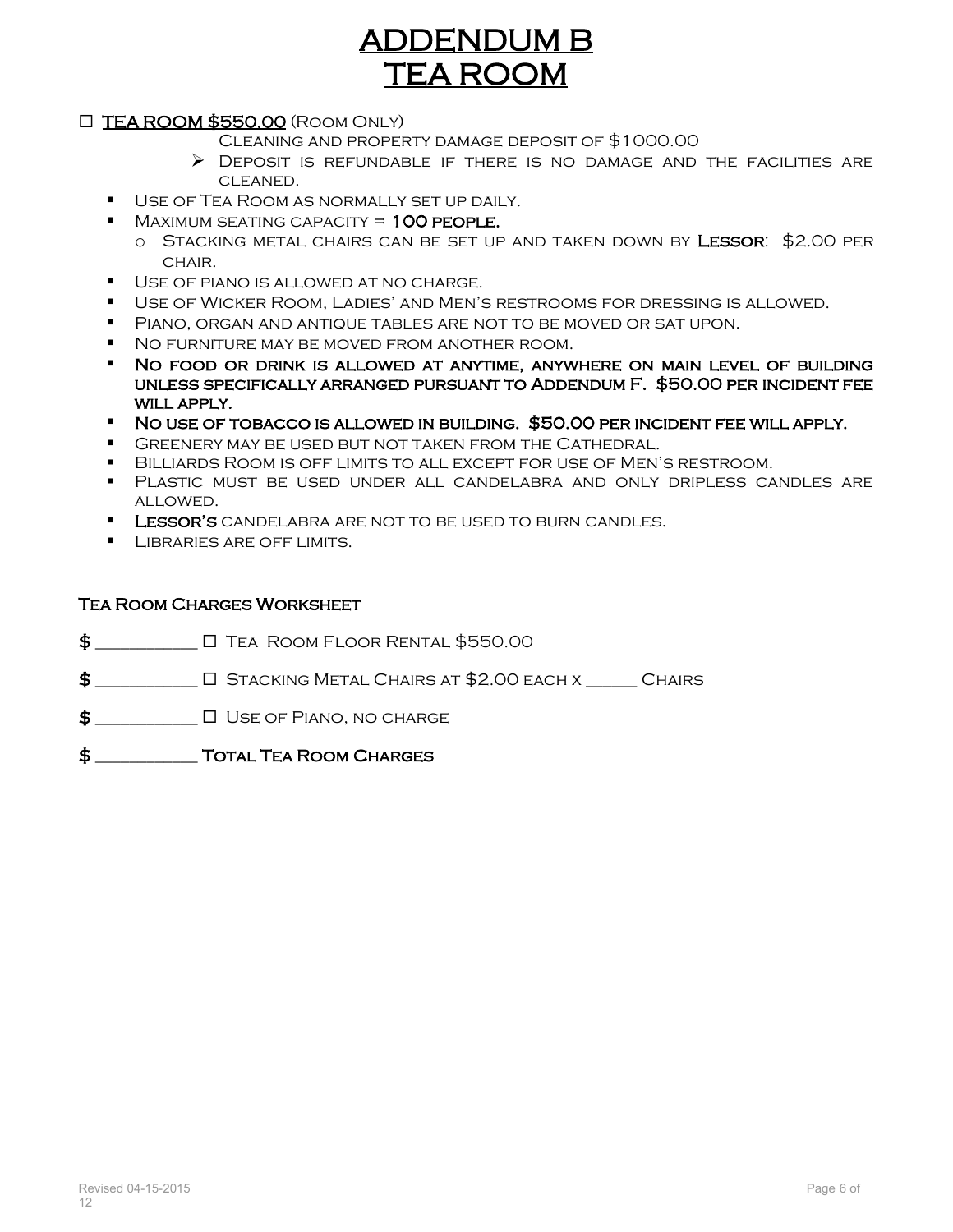# ADDENDUM B
# TEA ROOM

☐ **TEA ROOM $550.00** (Room Only)

Cleaning and property damage deposit of $1000.00

- Deposit is refundable if there is no damage and the facilities are cleaned.

- Use of Tea Room as normally set up daily.
- Maximum seating capacity = **100 people.**
  - Stacking metal chairs can be set up and taken down by **Lessor**: $2.00 per chair.
- Use of piano is allowed at no charge.
- Use of Wicker Room, Ladies' and Men's restrooms for dressing is allowed.
- Piano, organ and antique tables are not to be moved or sat upon.
- No furniture may be moved from another room.
- **No food or drink is allowed at anytime, anywhere on main level of building unless specifically arranged pursuant to Addendum F. $50.00 per incident fee will apply.**
- **No use of tobacco is allowed in building. $50.00 per incident fee will apply.**
- Greenery may be used but not taken from the Cathedral.
- Billiards Room is off limits to all except for use of Men's restroom.
- Plastic must be used under all candelabra and only dripless candles are allowed.
- **Lessor's** candelabra are not to be used to burn candles.
- Libraries are off limits.

## Tea Room Charges Worksheet

$ __________ ☐ Tea Room Floor Rental $550.00

$ __________ ☐ Stacking Metal Chairs at $2.00 each x _____ Chairs

$ __________ ☐ Use of Piano, no charge

$ __________ **Total Tea Room Charges**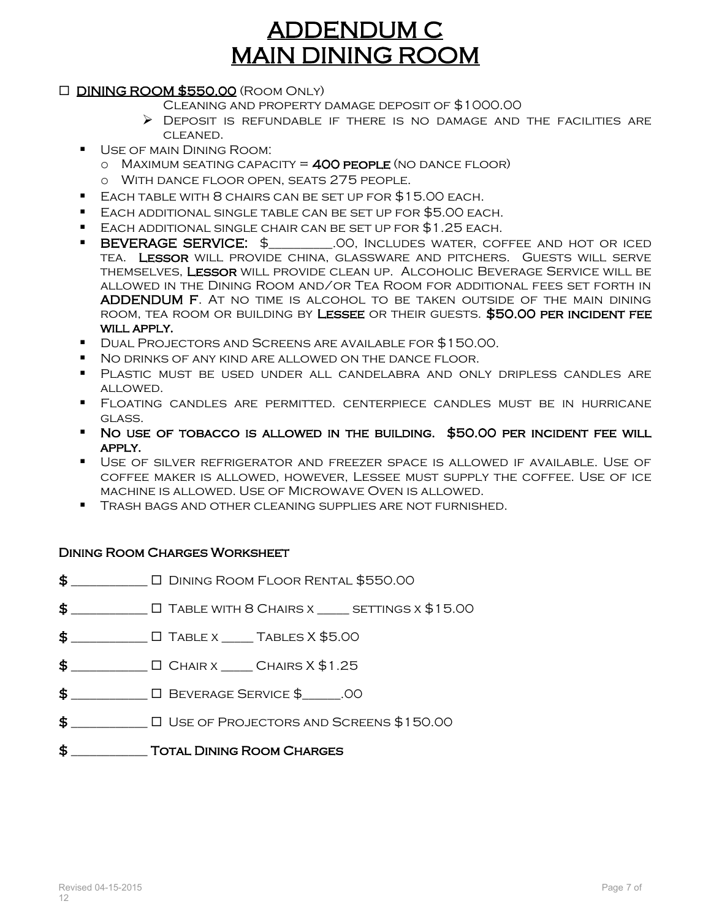# ADDENDUM C
# MAIN DINING ROOM

☐ **DINING ROOM $550.00** (Room Only)

Cleaning and property damage deposit of $1000.00

- Deposit is refundable if there is no damage and the facilities are cleaned.

- Use of main Dining Room:
  - Maximum seating capacity = **400 people** (no dance floor)
  - With dance floor open, seats 275 people.
- Each table with 8 chairs can be set up for $15.00 each.
- Each additional single table can be set up for $5.00 each.
- Each additional single chair can be set up for $1.25 each.
- **BEVERAGE SERVICE:** $________.00, Includes water, coffee and hot or iced tea. **Lessor** will provide china, glassware and pitchers. Guests will serve themselves, **Lessor** will provide clean up. Alcoholic Beverage Service will be allowed in the Dining Room and/or Tea Room for additional fees set forth in **ADDENDUM F**. At no time is alcohol to be taken outside of the main dining room, tea room or building by **Lessee** or their guests. **$50.00 per incident fee will apply.**
- Dual Projectors and Screens are available for $150.00.
- No drinks of any kind are allowed on the dance floor.
- Plastic must be used under all candelabra and only dripless candles are allowed.
- Floating candles are permitted. centerpiece candles must be in hurricane glass.
- **No use of tobacco is allowed in the building. $50.00 per incident fee will apply.**
- Use of silver refrigerator and freezer space is allowed if available. Use of coffee maker is allowed, however, Lessee must supply the coffee. Use of ice machine is allowed. Use of Microwave Oven is allowed.
- Trash bags and other cleaning supplies are not furnished.

**Dining Room Charges Worksheet**

$ __________ ☐ Dining Room Floor Rental $550.00

$ __________ ☐ Table with 8 Chairs x ____ settings x $15.00

$ __________ ☐ Table x ____ Tables X $5.00

$ __________ ☐ Chair x ____ Chairs X $1.25

$ __________ ☐ Beverage Service $_____.00

$ __________ ☐ Use of Projectors and Screens $150.00

$ __________ **Total Dining Room Charges**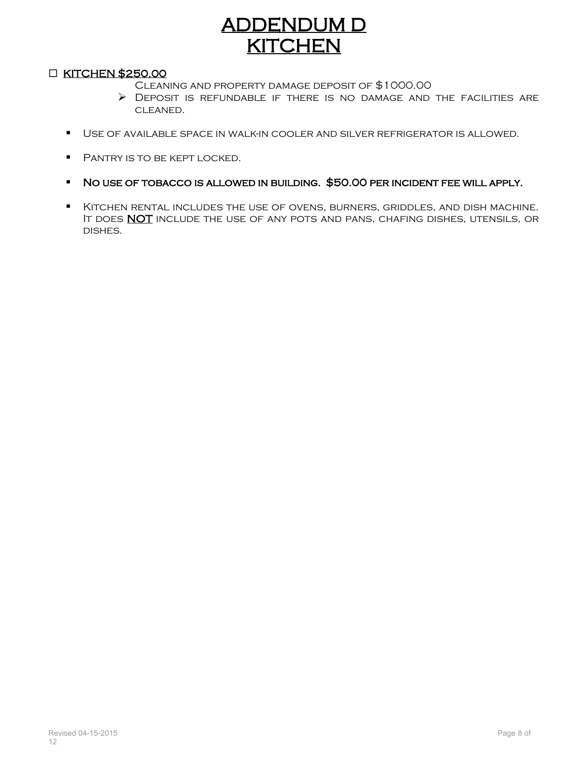# ADDENDUM D
# KITCHEN

☐ **KITCHEN $250.00**

Cleaning and property damage deposit of $1000.00

- Deposit is refundable if there is no damage and the facilities are cleaned.

- Use of available space in walk-in cooler and silver refrigerator is allowed.
- Pantry is to be kept locked.
- **No use of tobacco is allowed in building. $50.00 per incident fee will apply.**
- Kitchen rental includes the use of ovens, burners, griddles, and dish machine. It does **NOT** include the use of any pots and pans, chafing dishes, utensils, or dishes.

Revised 04-15-2015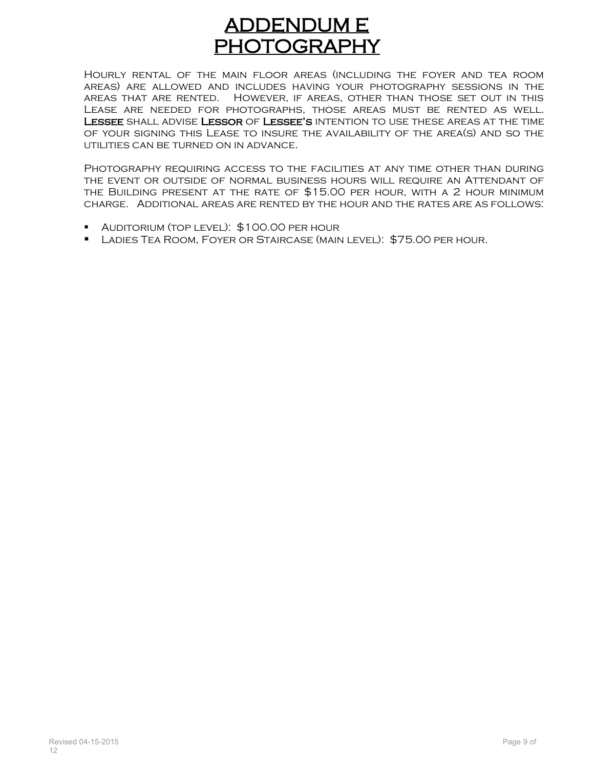# ADDENDUM E
# PHOTOGRAPHY

Hourly rental of the main floor areas (including the foyer and tea room areas) are allowed and includes having your photography sessions in the areas that are rented. However, if areas, other than those set out in this Lease are needed for photographs, those areas must be rented as well. **Lessee** shall advise **Lessor** of **Lessee's** intention to use these areas at the time of your signing this Lease to insure the availability of the area(s) and so the utilities can be turned on in advance.

Photography requiring access to the facilities at any time other than during the event or outside of normal business hours will require an Attendant of the Building present at the rate of $15.00 per hour, with a 2 hour minimum charge. Additional areas are rented by the hour and the rates are as follows:

- Auditorium (top level): $100.00 per hour
- Ladies Tea Room, Foyer or Staircase (main level): $75.00 per hour.

Revised 04-15-2015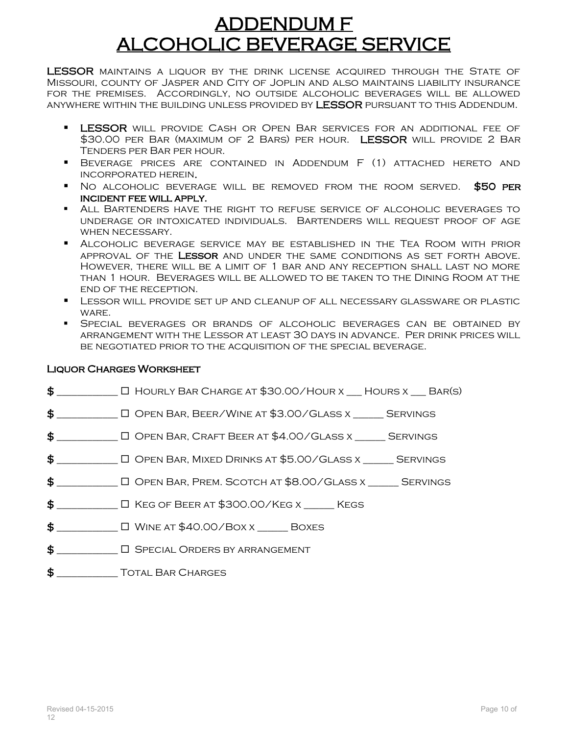# ADDENDUM F
# ALCOHOLIC BEVERAGE SERVICE

**LESSOR** maintains a liquor by the drink license acquired through the State of Missouri, county of Jasper and City of Joplin and also maintains liability insurance for the premises. Accordingly, no outside alcoholic beverages will be allowed anywhere within the building unless provided by **LESSOR** pursuant to this Addendum.

- **LESSOR** will provide Cash or Open Bar services for an additional fee of $30.00 per Bar (maximum of 2 Bars) per hour. **LESSOR** will provide 2 Bar Tenders per Bar per hour.
- Beverage prices are contained in Addendum F (1) attached hereto and incorporated herein.
- No alcoholic beverage will be removed from the room served. **$50 per incident fee will apply.**
- All Bartenders have the right to refuse service of alcoholic beverages to underage or intoxicated individuals. Bartenders will request proof of age when necessary.
- Alcoholic beverage service may be established in the Tea Room with prior approval of the **Lessor** and under the same conditions as set forth above. However, there will be a limit of 1 bar and any reception shall last no more than 1 hour. Beverages will be allowed to be taken to the Dining Room at the end of the reception.
- Lessor will provide set up and cleanup of all necessary glassware or plastic ware.
- Special beverages or brands of alcoholic beverages can be obtained by arrangement with the Lessor at least 30 days in advance. Per drink prices will be negotiated prior to the acquisition of the special beverage.

### Liquor Charges Worksheet

$ __________ ☐ Hourly Bar Charge at $30.00/Hour x ___ Hours x ___ Bar(s)

$ __________ ☐ Open Bar, Beer/Wine at $3.00/Glass x _____ Servings

$ __________ ☐ Open Bar, Craft Beer at $4.00/Glass x _____ Servings

$ __________ ☐ Open Bar, Mixed Drinks at $5.00/Glass x _____ Servings

$ __________ ☐ Open Bar, Prem. Scotch at $8.00/Glass x _____ Servings

$ __________ ☐ Keg of Beer at $300.00/Keg x _____ Kegs

$ __________ ☐ Wine at $40.00/Box x _____ Boxes

$ __________ ☐ Special Orders by arrangement

$ __________ Total Bar Charges

Revised 04-15-2015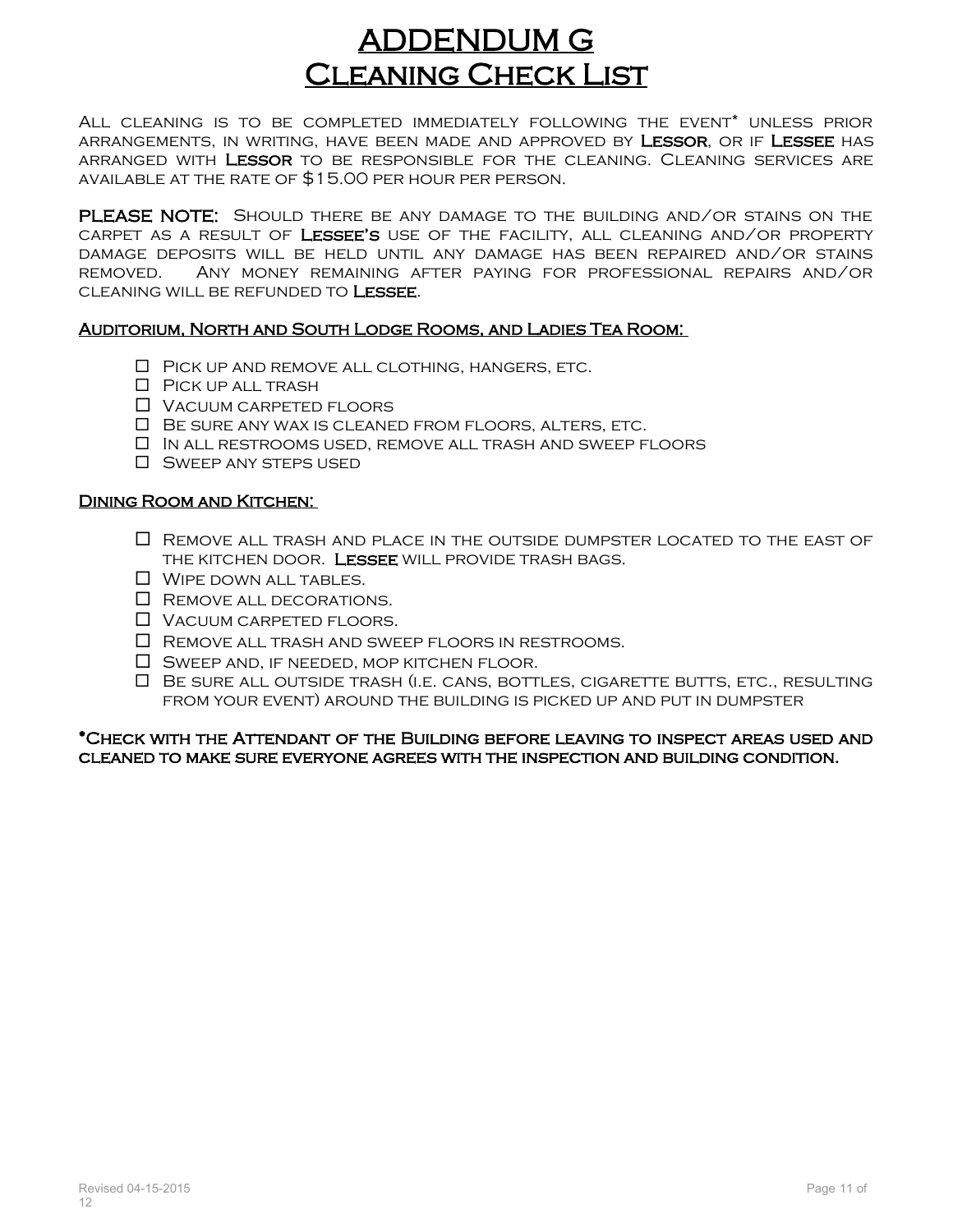# ADDENDUM G
# Cleaning Check List

All cleaning is to be completed immediately following the event* unless prior arrangements, in writing, have been made and approved by **Lessor**, or if **Lessee** has arranged with **Lessor** to be responsible for the cleaning. Cleaning services are available at the rate of $15.00 per hour per person.

**PLEASE NOTE:** Should there be any damage to the building and/or stains on the carpet as a result of **Lessee's** use of the facility, all cleaning and/or property damage deposits will be held until any damage has been repaired and/or stains removed. Any money remaining after paying for professional repairs and/or cleaning will be refunded to **Lessee**.

### Auditorium, North and South Lodge Rooms, and Ladies Tea Room:

- ☐ Pick up and remove all clothing, hangers, etc.
- ☐ Pick up all trash
- ☐ Vacuum carpeted floors
- ☐ Be sure any wax is cleaned from floors, alters, etc.
- ☐ In all restrooms used, remove all trash and sweep floors
- ☐ Sweep any steps used

### Dining Room and Kitchen:

- ☐ Remove all trash and place in the outside dumpster located to the east of the kitchen door. **Lessee** will provide trash bags.
- ☐ Wipe down all tables.
- ☐ Remove all decorations.
- ☐ Vacuum carpeted floors.
- ☐ Remove all trash and sweep floors in restrooms.
- ☐ Sweep and, if needed, mop kitchen floor.
- ☐ Be sure all outside trash (i.e. cans, bottles, cigarette butts, etc., resulting from your event) around the building is picked up and put in dumpster

**\*Check with the Attendant of the Building before leaving to inspect areas used and cleaned to make sure everyone agrees with the inspection and building condition.**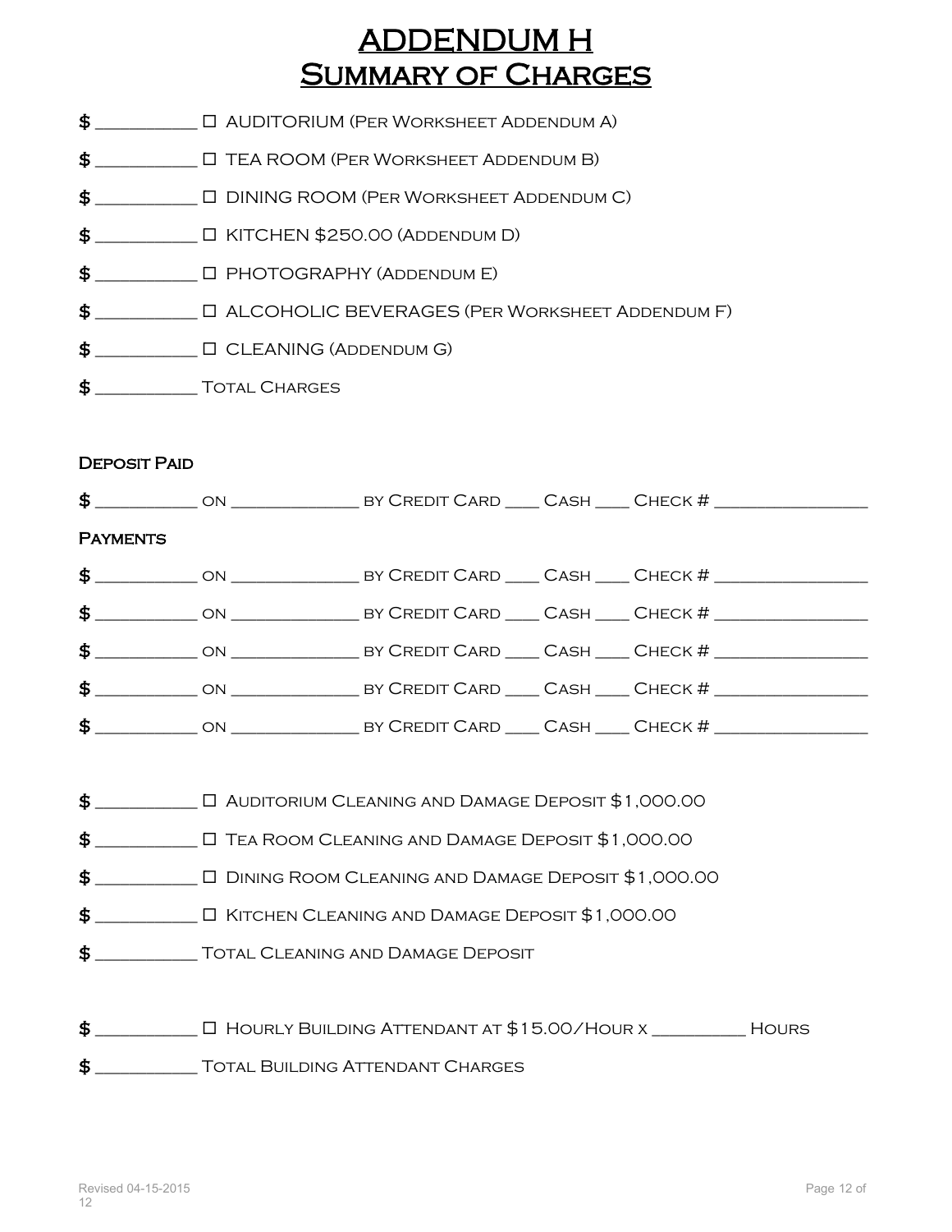# ADDENDUM H
# Summary of Charges

$ __________ ☐ AUDITORIUM (Per Worksheet Addendum A)

$ __________ ☐ TEA ROOM (Per Worksheet Addendum B)

$ __________ ☐ DINING ROOM (Per Worksheet Addendum C)

$ __________ ☐ KITCHEN $250.00 (Addendum D)

$ __________ ☐ PHOTOGRAPHY (Addendum E)

$ __________ ☐ ALCOHOLIC BEVERAGES (Per Worksheet Addendum F)

$ __________ ☐ CLEANING (Addendum G)

$ __________ Total Charges

**Deposit Paid**

$ __________ on ____________ by Credit Card ___ Cash ___ Check # _______________

**Payments**

$ __________ on ____________ by Credit Card ___ Cash ___ Check # _______________

$ __________ on ____________ by Credit Card ___ Cash ___ Check # _______________

$ __________ on ____________ by Credit Card ___ Cash ___ Check # _______________

$ __________ on ____________ by Credit Card ___ Cash ___ Check # _______________

$ __________ on ____________ by Credit Card ___ Cash ___ Check # _______________

$ __________ ☐ Auditorium Cleaning and Damage Deposit $1,000.00

$ __________ ☐ Tea Room Cleaning and Damage Deposit $1,000.00

$ __________ ☐ Dining Room Cleaning and Damage Deposit $1,000.00

$ __________ ☐ Kitchen Cleaning and Damage Deposit $1,000.00

$ __________ Total Cleaning and Damage Deposit

$ __________ ☐ Hourly Building Attendant at $15.00/Hour x _________ Hours

$ __________ Total Building Attendant Charges

Revised 04-15-2015